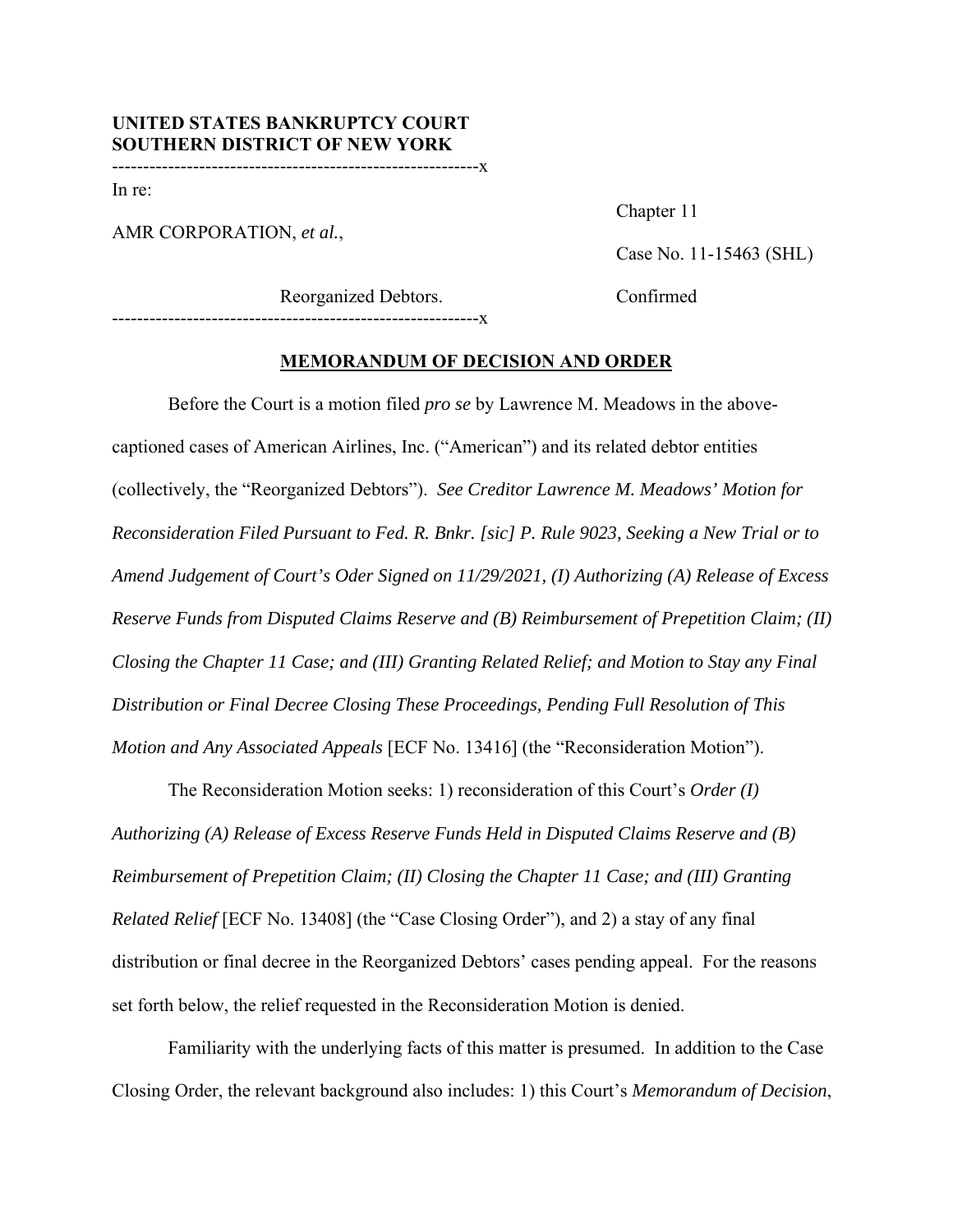**UNITED STATES BANKRUPTCY COURT**
**SOUTHERN DISTRICT OF NEW YORK**

-----------------------------------------------------------x

In re:

AMR CORPORATION, *et al.*,

Reorganized Debtors.

-----------------------------------------------------------x

Chapter 11

Case No. 11-15463 (SHL)

Confirmed

**MEMORANDUM OF DECISION AND ORDER**

Before the Court is a motion filed *pro se* by Lawrence M. Meadows in the above-captioned cases of American Airlines, Inc. ("American") and its related debtor entities (collectively, the "Reorganized Debtors"). *See Creditor Lawrence M. Meadows' Motion for Reconsideration Filed Pursuant to Fed. R. Bnkr. [sic] P. Rule 9023, Seeking a New Trial or to Amend Judgement of Court's Oder Signed on 11/29/2021, (I) Authorizing (A) Release of Excess Reserve Funds from Disputed Claims Reserve and (B) Reimbursement of Prepetition Claim; (II) Closing the Chapter 11 Case; and (III) Granting Related Relief; and Motion to Stay any Final Distribution or Final Decree Closing These Proceedings, Pending Full Resolution of This Motion and Any Associated Appeals* [ECF No. 13416] (the "Reconsideration Motion").

The Reconsideration Motion seeks: 1) reconsideration of this Court's *Order (I) Authorizing (A) Release of Excess Reserve Funds Held in Disputed Claims Reserve and (B) Reimbursement of Prepetition Claim; (II) Closing the Chapter 11 Case; and (III) Granting Related Relief* [ECF No. 13408] (the "Case Closing Order"), and 2) a stay of any final distribution or final decree in the Reorganized Debtors' cases pending appeal. For the reasons set forth below, the relief requested in the Reconsideration Motion is denied.

Familiarity with the underlying facts of this matter is presumed. In addition to the Case Closing Order, the relevant background also includes: 1) this Court's *Memorandum of Decision*,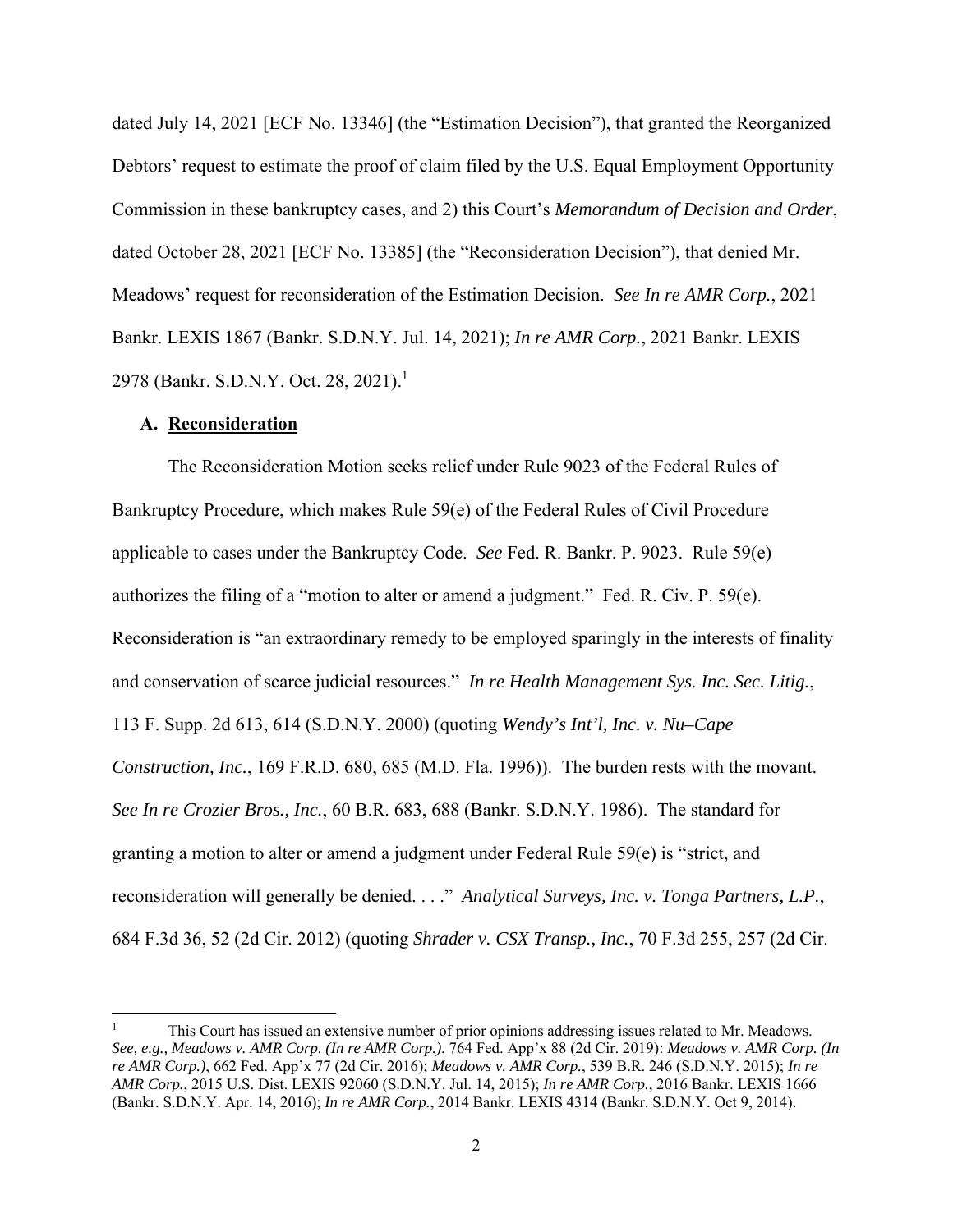dated July 14, 2021 [ECF No. 13346] (the "Estimation Decision"), that granted the Reorganized Debtors' request to estimate the proof of claim filed by the U.S. Equal Employment Opportunity Commission in these bankruptcy cases, and 2) this Court's *Memorandum of Decision and Order*, dated October 28, 2021 [ECF No. 13385] (the "Reconsideration Decision"), that denied Mr. Meadows' request for reconsideration of the Estimation Decision. *See In re AMR Corp.*, 2021 Bankr. LEXIS 1867 (Bankr. S.D.N.Y. Jul. 14, 2021); *In re AMR Corp.*, 2021 Bankr. LEXIS 2978 (Bankr. S.D.N.Y. Oct. 28, 2021).[1]

### A. Reconsideration

The Reconsideration Motion seeks relief under Rule 9023 of the Federal Rules of Bankruptcy Procedure, which makes Rule 59(e) of the Federal Rules of Civil Procedure applicable to cases under the Bankruptcy Code. *See* Fed. R. Bankr. P. 9023. Rule 59(e) authorizes the filing of a "motion to alter or amend a judgment." Fed. R. Civ. P. 59(e). Reconsideration is "an extraordinary remedy to be employed sparingly in the interests of finality and conservation of scarce judicial resources." *In re Health Management Sys. Inc. Sec. Litig.*, 113 F. Supp. 2d 613, 614 (S.D.N.Y. 2000) (quoting *Wendy's Int'l, Inc. v. Nu–Cape Construction, Inc.*, 169 F.R.D. 680, 685 (M.D. Fla. 1996)). The burden rests with the movant. *See In re Crozier Bros., Inc.*, 60 B.R. 683, 688 (Bankr. S.D.N.Y. 1986). The standard for granting a motion to alter or amend a judgment under Federal Rule 59(e) is "strict, and reconsideration will generally be denied. . . ." *Analytical Surveys, Inc. v. Tonga Partners, L.P.*, 684 F.3d 36, 52 (2d Cir. 2012) (quoting *Shrader v. CSX Transp., Inc.*, 70 F.3d 255, 257 (2d Cir.

---

[1] This Court has issued an extensive number of prior opinions addressing issues related to Mr. Meadows. *See, e.g., Meadows v. AMR Corp. (In re AMR Corp.)*, 764 Fed. App'x 88 (2d Cir. 2019): *Meadows v. AMR Corp. (In re AMR Corp.)*, 662 Fed. App'x 77 (2d Cir. 2016); *Meadows v. AMR Corp.*, 539 B.R. 246 (S.D.N.Y. 2015); *In re AMR Corp.*, 2015 U.S. Dist. LEXIS 92060 (S.D.N.Y. Jul. 14, 2015); *In re AMR Corp.*, 2016 Bankr. LEXIS 1666 (Bankr. S.D.N.Y. Apr. 14, 2016); *In re AMR Corp.*, 2014 Bankr. LEXIS 4314 (Bankr. S.D.N.Y. Oct 9, 2014).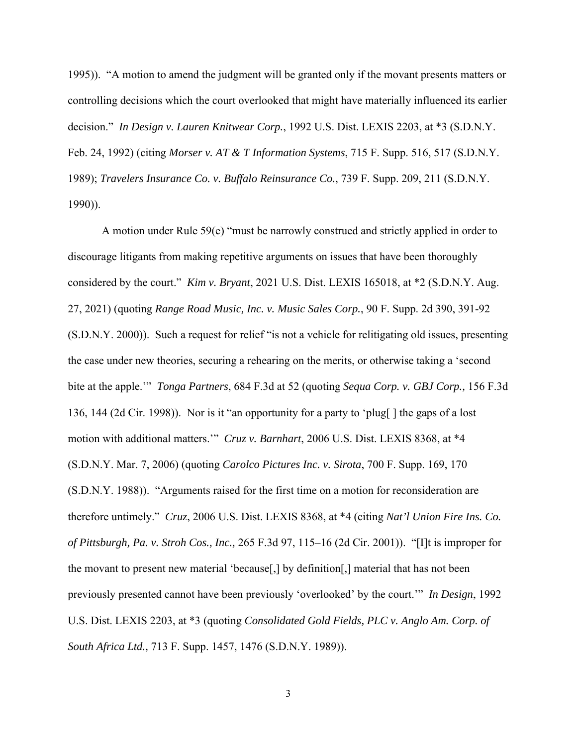1995)). "A motion to amend the judgment will be granted only if the movant presents matters or controlling decisions which the court overlooked that might have materially influenced its earlier decision." *In Design v. Lauren Knitwear Corp.*, 1992 U.S. Dist. LEXIS 2203, at *3 (S.D.N.Y. Feb. 24, 1992) (citing *Morser v. AT & T Information Systems*, 715 F. Supp. 516, 517 (S.D.N.Y. 1989); *Travelers Insurance Co. v. Buffalo Reinsurance Co.*, 739 F. Supp. 209, 211 (S.D.N.Y. 1990)).

A motion under Rule 59(e) "must be narrowly construed and strictly applied in order to discourage litigants from making repetitive arguments on issues that have been thoroughly considered by the court." *Kim v. Bryant*, 2021 U.S. Dist. LEXIS 165018, at *2 (S.D.N.Y. Aug. 27, 2021) (quoting *Range Road Music, Inc. v. Music Sales Corp.*, 90 F. Supp. 2d 390, 391-92 (S.D.N.Y. 2000)). Such a request for relief "is not a vehicle for relitigating old issues, presenting the case under new theories, securing a rehearing on the merits, or otherwise taking a 'second bite at the apple.'" *Tonga Partners*, 684 F.3d at 52 (quoting *Sequa Corp. v. GBJ Corp.,* 156 F.3d 136, 144 (2d Cir. 1998)). Nor is it "an opportunity for a party to 'plug[ ] the gaps of a lost motion with additional matters.'" *Cruz v. Barnhart*, 2006 U.S. Dist. LEXIS 8368, at *4 (S.D.N.Y. Mar. 7, 2006) (quoting *Carolco Pictures Inc. v. Sirota*, 700 F. Supp. 169, 170 (S.D.N.Y. 1988)). "Arguments raised for the first time on a motion for reconsideration are therefore untimely." *Cruz*, 2006 U.S. Dist. LEXIS 8368, at *4 (citing *Nat'l Union Fire Ins. Co. of Pittsburgh, Pa. v. Stroh Cos., Inc.,* 265 F.3d 97, 115–16 (2d Cir. 2001)). "[I]t is improper for the movant to present new material 'because[,] by definition[,] material that has not been previously presented cannot have been previously 'overlooked' by the court.'" *In Design*, 1992 U.S. Dist. LEXIS 2203, at *3 (quoting *Consolidated Gold Fields, PLC v. Anglo Am. Corp. of South Africa Ltd.,* 713 F. Supp. 1457, 1476 (S.D.N.Y. 1989)).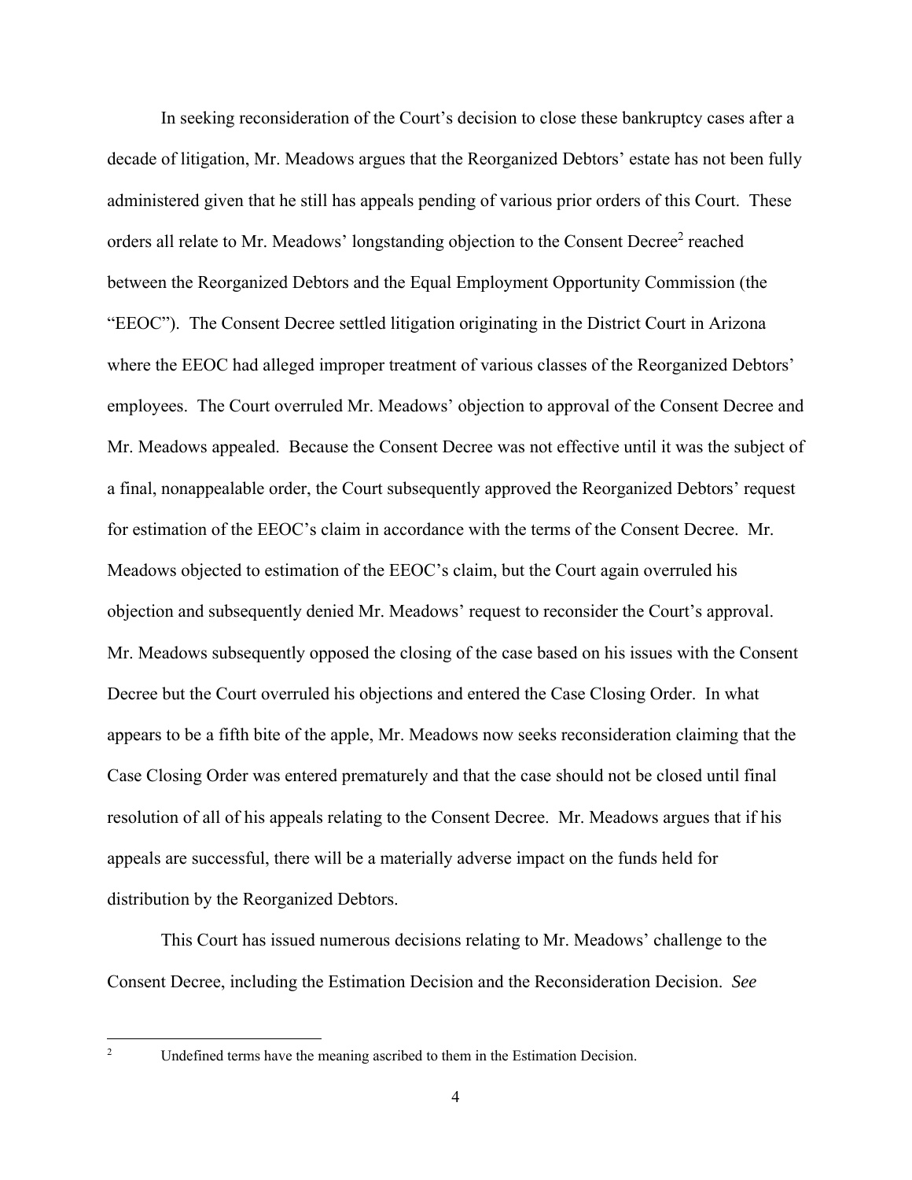In seeking reconsideration of the Court's decision to close these bankruptcy cases after a decade of litigation, Mr. Meadows argues that the Reorganized Debtors' estate has not been fully administered given that he still has appeals pending of various prior orders of this Court. These orders all relate to Mr. Meadows' longstanding objection to the Consent Decree[2] reached between the Reorganized Debtors and the Equal Employment Opportunity Commission (the "EEOC"). The Consent Decree settled litigation originating in the District Court in Arizona where the EEOC had alleged improper treatment of various classes of the Reorganized Debtors' employees. The Court overruled Mr. Meadows' objection to approval of the Consent Decree and Mr. Meadows appealed. Because the Consent Decree was not effective until it was the subject of a final, nonappealable order, the Court subsequently approved the Reorganized Debtors' request for estimation of the EEOC's claim in accordance with the terms of the Consent Decree. Mr. Meadows objected to estimation of the EEOC's claim, but the Court again overruled his objection and subsequently denied Mr. Meadows' request to reconsider the Court's approval. Mr. Meadows subsequently opposed the closing of the case based on his issues with the Consent Decree but the Court overruled his objections and entered the Case Closing Order. In what appears to be a fifth bite of the apple, Mr. Meadows now seeks reconsideration claiming that the Case Closing Order was entered prematurely and that the case should not be closed until final resolution of all of his appeals relating to the Consent Decree. Mr. Meadows argues that if his appeals are successful, there will be a materially adverse impact on the funds held for distribution by the Reorganized Debtors.

This Court has issued numerous decisions relating to Mr. Meadows' challenge to the Consent Decree, including the Estimation Decision and the Reconsideration Decision. *See*

[2] Undefined terms have the meaning ascribed to them in the Estimation Decision.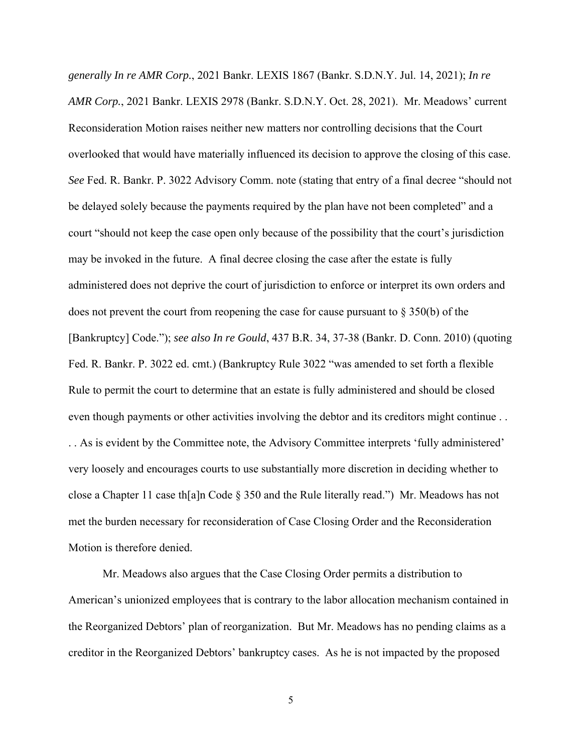*generally In re AMR Corp.*, 2021 Bankr. LEXIS 1867 (Bankr. S.D.N.Y. Jul. 14, 2021); *In re AMR Corp.*, 2021 Bankr. LEXIS 2978 (Bankr. S.D.N.Y. Oct. 28, 2021). Mr. Meadows' current Reconsideration Motion raises neither new matters nor controlling decisions that the Court overlooked that would have materially influenced its decision to approve the closing of this case. *See* Fed. R. Bankr. P. 3022 Advisory Comm. note (stating that entry of a final decree "should not be delayed solely because the payments required by the plan have not been completed" and a court "should not keep the case open only because of the possibility that the court's jurisdiction may be invoked in the future. A final decree closing the case after the estate is fully administered does not deprive the court of jurisdiction to enforce or interpret its own orders and does not prevent the court from reopening the case for cause pursuant to § 350(b) of the [Bankruptcy] Code."); *see also In re Gould*, 437 B.R. 34, 37-38 (Bankr. D. Conn. 2010) (quoting Fed. R. Bankr. P. 3022 ed. cmt.) (Bankruptcy Rule 3022 "was amended to set forth a flexible Rule to permit the court to determine that an estate is fully administered and should be closed even though payments or other activities involving the debtor and its creditors might continue . . . . As is evident by the Committee note, the Advisory Committee interprets 'fully administered' very loosely and encourages courts to use substantially more discretion in deciding whether to close a Chapter 11 case th[a]n Code § 350 and the Rule literally read.") Mr. Meadows has not met the burden necessary for reconsideration of Case Closing Order and the Reconsideration Motion is therefore denied.

Mr. Meadows also argues that the Case Closing Order permits a distribution to American's unionized employees that is contrary to the labor allocation mechanism contained in the Reorganized Debtors' plan of reorganization. But Mr. Meadows has no pending claims as a creditor in the Reorganized Debtors' bankruptcy cases. As he is not impacted by the proposed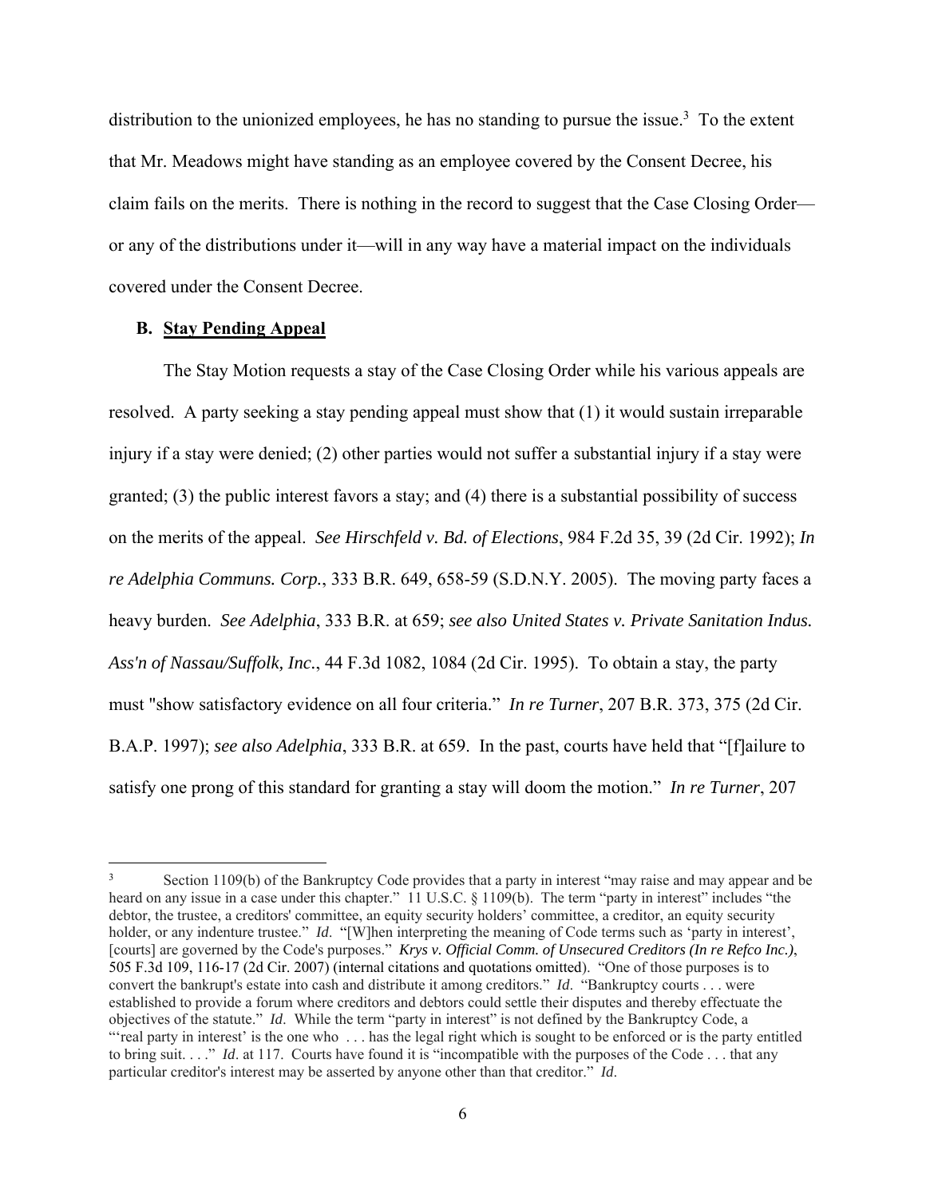distribution to the unionized employees, he has no standing to pursue the issue.[3] To the extent that Mr. Meadows might have standing as an employee covered by the Consent Decree, his claim fails on the merits. There is nothing in the record to suggest that the Case Closing Order—or any of the distributions under it—will in any way have a material impact on the individuals covered under the Consent Decree.

### **B. Stay Pending Appeal**

The Stay Motion requests a stay of the Case Closing Order while his various appeals are resolved. A party seeking a stay pending appeal must show that (1) it would sustain irreparable injury if a stay were denied; (2) other parties would not suffer a substantial injury if a stay were granted; (3) the public interest favors a stay; and (4) there is a substantial possibility of success on the merits of the appeal. *See Hirschfeld v. Bd. of Elections*, 984 F.2d 35, 39 (2d Cir. 1992); *In re Adelphia Communs. Corp.*, 333 B.R. 649, 658-59 (S.D.N.Y. 2005). The moving party faces a heavy burden. *See Adelphia*, 333 B.R. at 659; *see also United States v. Private Sanitation Indus. Ass'n of Nassau/Suffolk, Inc.*, 44 F.3d 1082, 1084 (2d Cir. 1995). To obtain a stay, the party must "show satisfactory evidence on all four criteria." *In re Turner*, 207 B.R. 373, 375 (2d Cir. B.A.P. 1997); *see also Adelphia*, 333 B.R. at 659. In the past, courts have held that "[f]ailure to satisfy one prong of this standard for granting a stay will doom the motion." *In re Turner*, 207

---

[3] Section 1109(b) of the Bankruptcy Code provides that a party in interest "may raise and may appear and be heard on any issue in a case under this chapter." 11 U.S.C. § 1109(b). The term "party in interest" includes "the debtor, the trustee, a creditors' committee, an equity security holders' committee, a creditor, an equity security holder, or any indenture trustee." *Id*. "[W]hen interpreting the meaning of Code terms such as 'party in interest', [courts] are governed by the Code's purposes." *Krys v. Official Comm. of Unsecured Creditors (In re Refco Inc.)*, 505 F.3d 109, 116-17 (2d Cir. 2007) (internal citations and quotations omitted). "One of those purposes is to convert the bankrupt's estate into cash and distribute it among creditors." *Id*. "Bankruptcy courts . . . were established to provide a forum where creditors and debtors could settle their disputes and thereby effectuate the objectives of the statute." *Id*. While the term "party in interest" is not defined by the Bankruptcy Code, a "'real party in interest' is the one who . . . has the legal right which is sought to be enforced or is the party entitled to bring suit. . . ." *Id*. at 117. Courts have found it is "incompatible with the purposes of the Code . . . that any particular creditor's interest may be asserted by anyone other than that creditor." *Id*.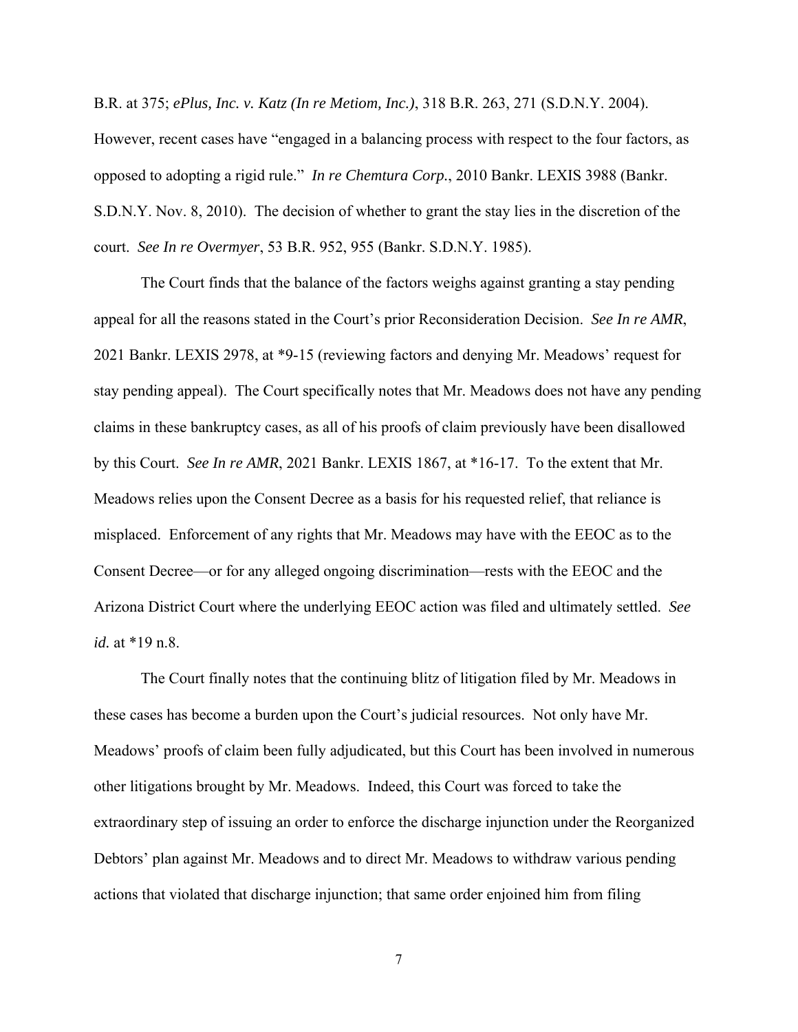B.R. at 375; *ePlus, Inc. v. Katz (In re Metiom, Inc.)*, 318 B.R. 263, 271 (S.D.N.Y. 2004). However, recent cases have "engaged in a balancing process with respect to the four factors, as opposed to adopting a rigid rule." *In re Chemtura Corp.*, 2010 Bankr. LEXIS 3988 (Bankr. S.D.N.Y. Nov. 8, 2010). The decision of whether to grant the stay lies in the discretion of the court. *See In re Overmyer*, 53 B.R. 952, 955 (Bankr. S.D.N.Y. 1985).

The Court finds that the balance of the factors weighs against granting a stay pending appeal for all the reasons stated in the Court's prior Reconsideration Decision. *See In re AMR*, 2021 Bankr. LEXIS 2978, at *9-15 (reviewing factors and denying Mr. Meadows' request for stay pending appeal). The Court specifically notes that Mr. Meadows does not have any pending claims in these bankruptcy cases, as all of his proofs of claim previously have been disallowed by this Court. *See In re AMR*, 2021 Bankr. LEXIS 1867, at *16-17. To the extent that Mr. Meadows relies upon the Consent Decree as a basis for his requested relief, that reliance is misplaced. Enforcement of any rights that Mr. Meadows may have with the EEOC as to the Consent Decree—or for any alleged ongoing discrimination—rests with the EEOC and the Arizona District Court where the underlying EEOC action was filed and ultimately settled. *See id.* at *19 n.8.

The Court finally notes that the continuing blitz of litigation filed by Mr. Meadows in these cases has become a burden upon the Court's judicial resources. Not only have Mr. Meadows' proofs of claim been fully adjudicated, but this Court has been involved in numerous other litigations brought by Mr. Meadows. Indeed, this Court was forced to take the extraordinary step of issuing an order to enforce the discharge injunction under the Reorganized Debtors' plan against Mr. Meadows and to direct Mr. Meadows to withdraw various pending actions that violated that discharge injunction; that same order enjoined him from filing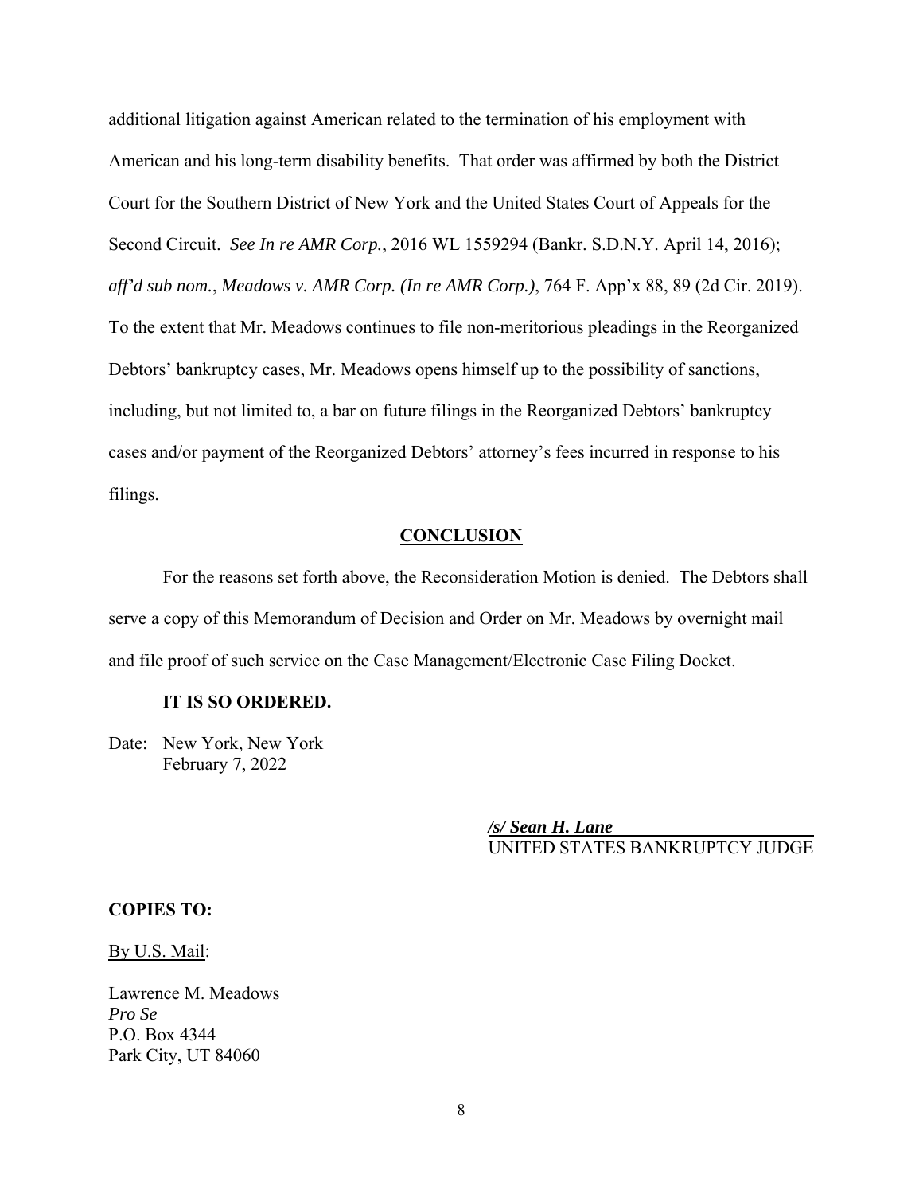additional litigation against American related to the termination of his employment with American and his long-term disability benefits. That order was affirmed by both the District Court for the Southern District of New York and the United States Court of Appeals for the Second Circuit. *See In re AMR Corp.*, 2016 WL 1559294 (Bankr. S.D.N.Y. April 14, 2016); *aff'd sub nom.*, *Meadows v. AMR Corp. (In re AMR Corp.)*, 764 F. App'x 88, 89 (2d Cir. 2019). To the extent that Mr. Meadows continues to file non-meritorious pleadings in the Reorganized Debtors' bankruptcy cases, Mr. Meadows opens himself up to the possibility of sanctions, including, but not limited to, a bar on future filings in the Reorganized Debtors' bankruptcy cases and/or payment of the Reorganized Debtors' attorney's fees incurred in response to his filings.

## CONCLUSION

For the reasons set forth above, the Reconsideration Motion is denied. The Debtors shall serve a copy of this Memorandum of Decision and Order on Mr. Meadows by overnight mail and file proof of such service on the Case Management/Electronic Case Filing Docket.

**IT IS SO ORDERED.**

Date: New York, New York
February 7, 2022

***/s/ Sean H. Lane***
UNITED STATES BANKRUPTCY JUDGE

**COPIES TO:**

By U.S. Mail:

Lawrence M. Meadows
*Pro Se*
P.O. Box 4344
Park City, UT 84060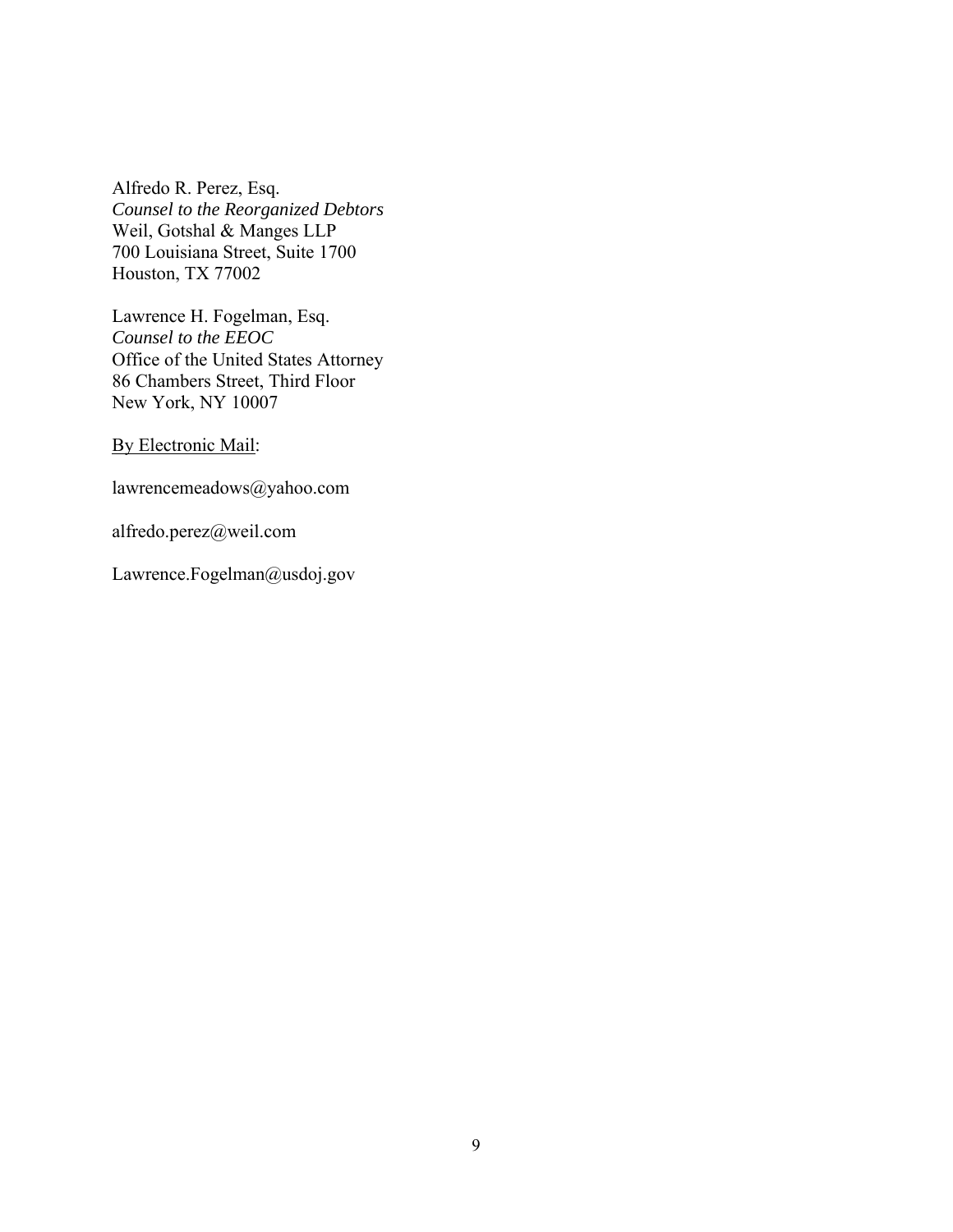Alfredo R. Perez, Esq.
*Counsel to the Reorganized Debtors*
Weil, Gotshal & Manges LLP
700 Louisiana Street, Suite 1700
Houston, TX 77002

Lawrence H. Fogelman, Esq.
*Counsel to the EEOC*
Office of the United States Attorney
86 Chambers Street, Third Floor
New York, NY 10007

By Electronic Mail:

lawrencemeadows@yahoo.com

alfredo.perez@weil.com

Lawrence.Fogelman@usdoj.gov